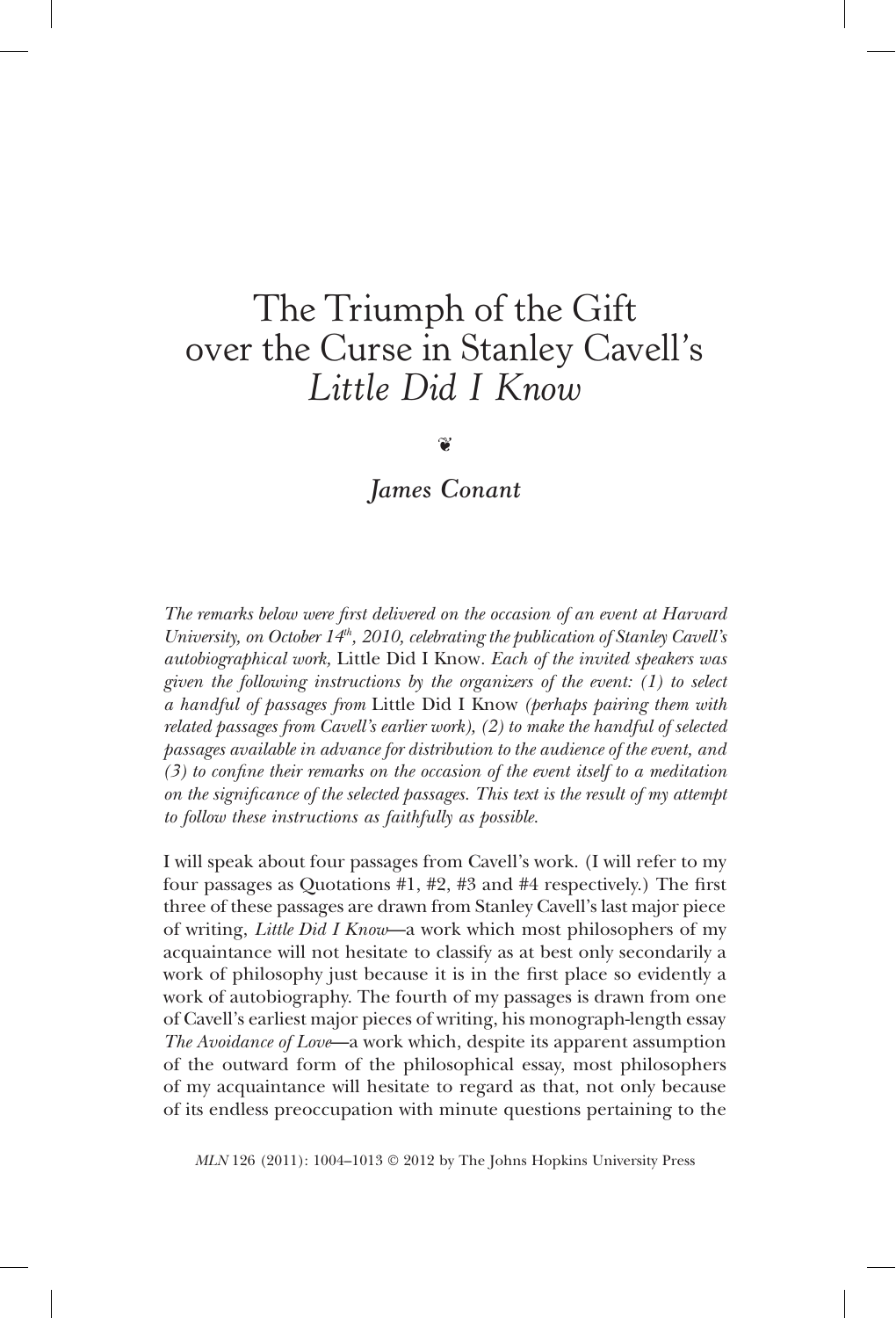# The Triumph of the Gift over the Curse in Stanley Cavell's *Little Did I Know*

❦

## *James Conant*

*The remarks below were first delivered on the occasion of an event at Harvard University, on October 14th, 2010, celebrating the publication of Stanley Cavell's autobiographical work,* Little Did I Know. *Each of the invited speakers was given the following instructions by the organizers of the event: (1) to select a handful of passages from* Little Did I Know *(perhaps pairing them with related passages from Cavell's earlier work), (2) to make the handful of selected passages available in advance for distribution to the audience of the event, and (3) to confine their remarks on the occasion of the event itself to a meditation on the significance of the selected passages. This text is the result of my attempt to follow these instructions as faithfully as possible.*

I will speak about four passages from Cavell's work. (I will refer to my four passages as Quotations #1, #2, #3 and #4 respectively.) The first three of these passages are drawn from Stanley Cavell's last major piece of writing, *Little Did I Know*—a work which most philosophers of my acquaintance will not hesitate to classify as at best only secondarily a work of philosophy just because it is in the first place so evidently a work of autobiography. The fourth of my passages is drawn from one of Cavell's earliest major pieces of writing, his monograph-length essay *The Avoidance of Love*—a work which, despite its apparent assumption of the outward form of the philosophical essay, most philosophers of my acquaintance will hesitate to regard as that, not only because of its endless preoccupation with minute questions pertaining to the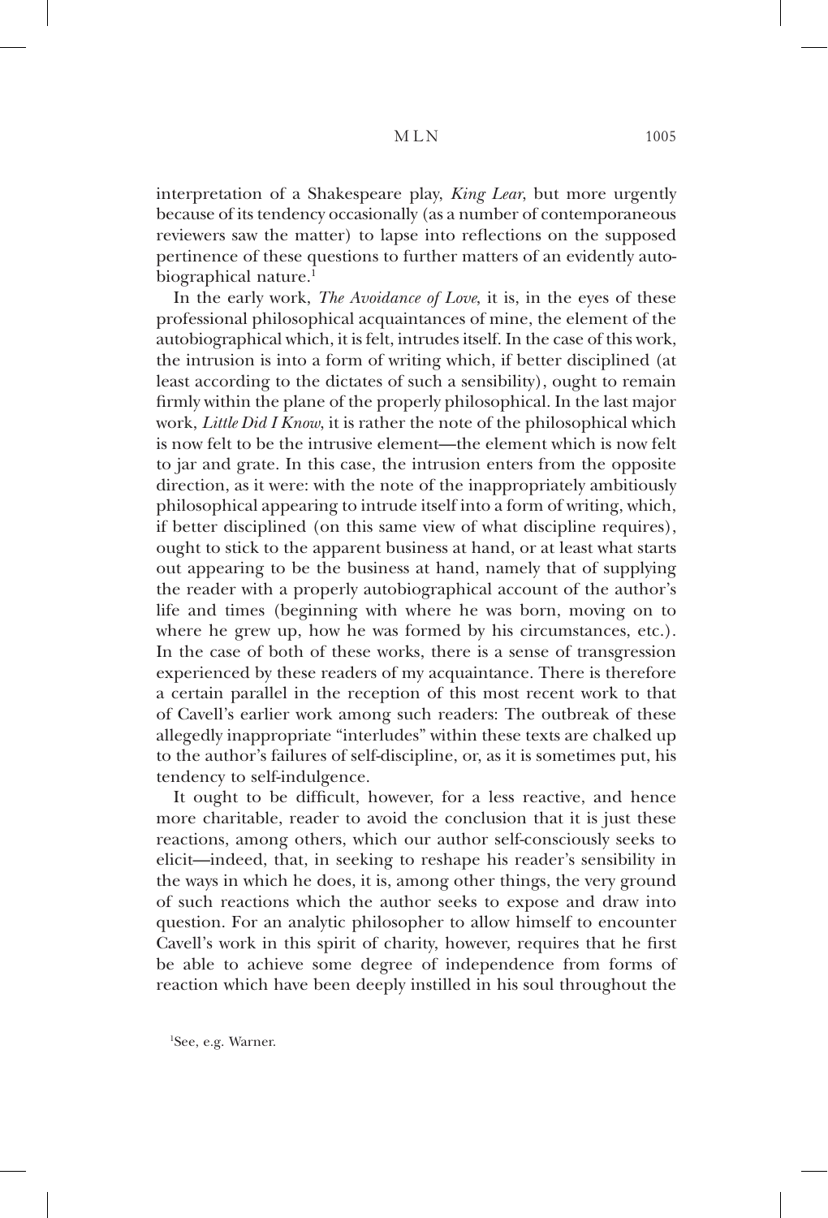interpretation of a Shakespeare play, *King Lear*, but more urgently because of its tendency occasionally (as a number of contemporaneous reviewers saw the matter) to lapse into reflections on the supposed pertinence of these questions to further matters of an evidently autobiographical nature.[1]

In the early work, *The Avoidance of Love*, it is, in the eyes of these professional philosophical acquaintances of mine, the element of the autobiographical which, it is felt, intrudes itself. In the case of this work, the intrusion is into a form of writing which, if better disciplined (at least according to the dictates of such a sensibility), ought to remain firmly within the plane of the properly philosophical. In the last major work, *Little Did I Know*, it is rather the note of the philosophical which is now felt to be the intrusive element—the element which is now felt to jar and grate. In this case, the intrusion enters from the opposite direction, as it were: with the note of the inappropriately ambitiously philosophical appearing to intrude itself into a form of writing, which, if better disciplined (on this same view of what discipline requires), ought to stick to the apparent business at hand, or at least what starts out appearing to be the business at hand, namely that of supplying the reader with a properly autobiographical account of the author's life and times (beginning with where he was born, moving on to where he grew up, how he was formed by his circumstances, etc.). In the case of both of these works, there is a sense of transgression experienced by these readers of my acquaintance. There is therefore a certain parallel in the reception of this most recent work to that of Cavell's earlier work among such readers: The outbreak of these allegedly inappropriate "interludes" within these texts are chalked up to the author's failures of self-discipline, or, as it is sometimes put, his tendency to self-indulgence.

It ought to be difficult, however, for a less reactive, and hence more charitable, reader to avoid the conclusion that it is just these reactions, among others, which our author self-consciously seeks to elicit—indeed, that, in seeking to reshape his reader's sensibility in the ways in which he does, it is, among other things, the very ground of such reactions which the author seeks to expose and draw into question. For an analytic philosopher to allow himself to encounter Cavell's work in this spirit of charity, however, requires that he first be able to achieve some degree of independence from forms of reaction which have been deeply instilled in his soul throughout the

[1] See, e.g. Warner.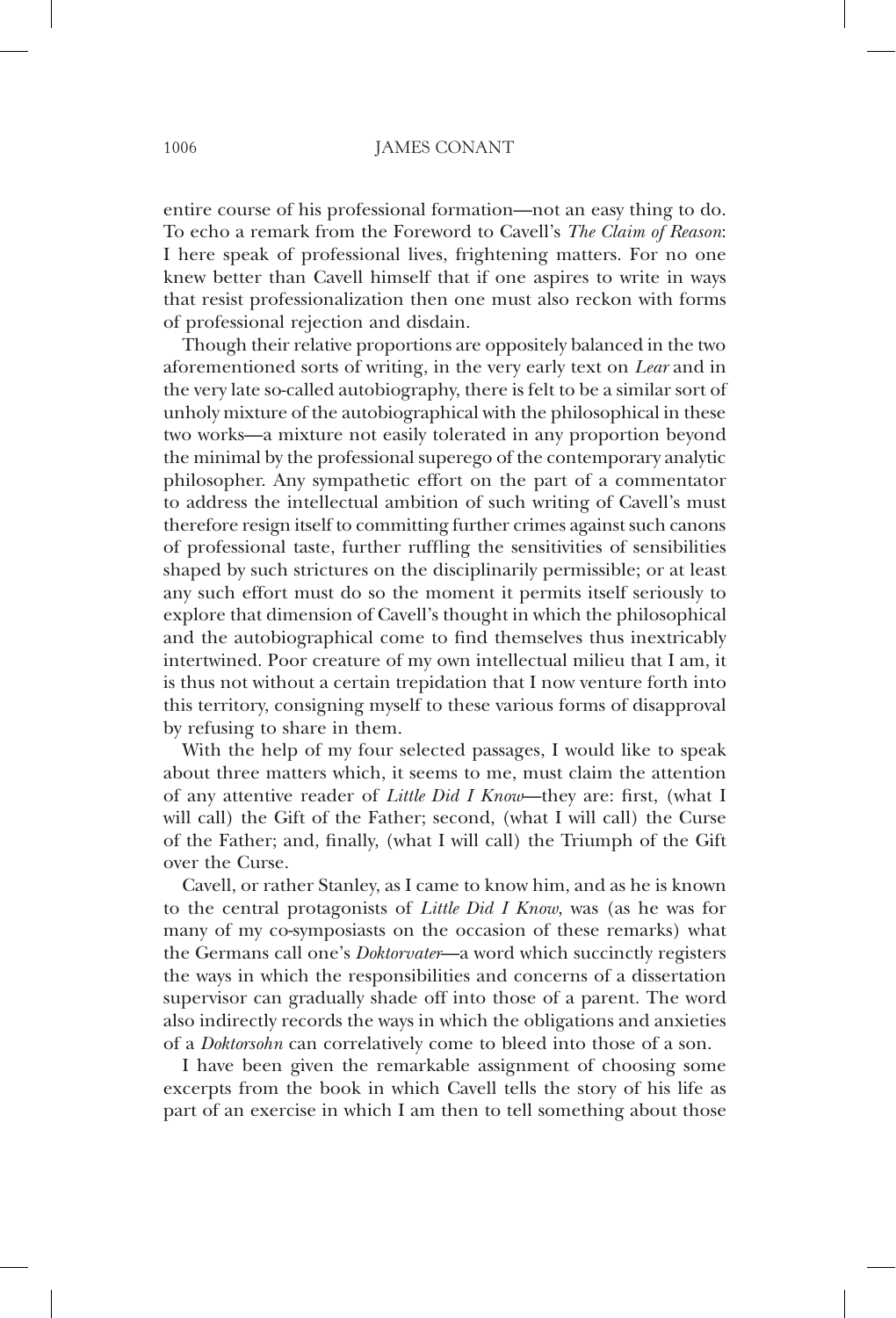entire course of his professional formation—not an easy thing to do. To echo a remark from the Foreword to Cavell's *The Claim of Reason*: I here speak of professional lives, frightening matters. For no one knew better than Cavell himself that if one aspires to write in ways that resist professionalization then one must also reckon with forms of professional rejection and disdain.

Though their relative proportions are oppositely balanced in the two aforementioned sorts of writing, in the very early text on *Lear* and in the very late so-called autobiography, there is felt to be a similar sort of unholy mixture of the autobiographical with the philosophical in these two works—a mixture not easily tolerated in any proportion beyond the minimal by the professional superego of the contemporary analytic philosopher. Any sympathetic effort on the part of a commentator to address the intellectual ambition of such writing of Cavell's must therefore resign itself to committing further crimes against such canons of professional taste, further ruffling the sensitivities of sensibilities shaped by such strictures on the disciplinarily permissible; or at least any such effort must do so the moment it permits itself seriously to explore that dimension of Cavell's thought in which the philosophical and the autobiographical come to find themselves thus inextricably intertwined. Poor creature of my own intellectual milieu that I am, it is thus not without a certain trepidation that I now venture forth into this territory, consigning myself to these various forms of disapproval by refusing to share in them.

With the help of my four selected passages, I would like to speak about three matters which, it seems to me, must claim the attention of any attentive reader of *Little Did I Know*—they are: first, (what I will call) the Gift of the Father; second, (what I will call) the Curse of the Father; and, finally, (what I will call) the Triumph of the Gift over the Curse.

Cavell, or rather Stanley, as I came to know him, and as he is known to the central protagonists of *Little Did I Know*, was (as he was for many of my co-symposiasts on the occasion of these remarks) what the Germans call one's *Doktorvater*—a word which succinctly registers the ways in which the responsibilities and concerns of a dissertation supervisor can gradually shade off into those of a parent. The word also indirectly records the ways in which the obligations and anxieties of a *Doktorsohn* can correlatively come to bleed into those of a son.

I have been given the remarkable assignment of choosing some excerpts from the book in which Cavell tells the story of his life as part of an exercise in which I am then to tell something about those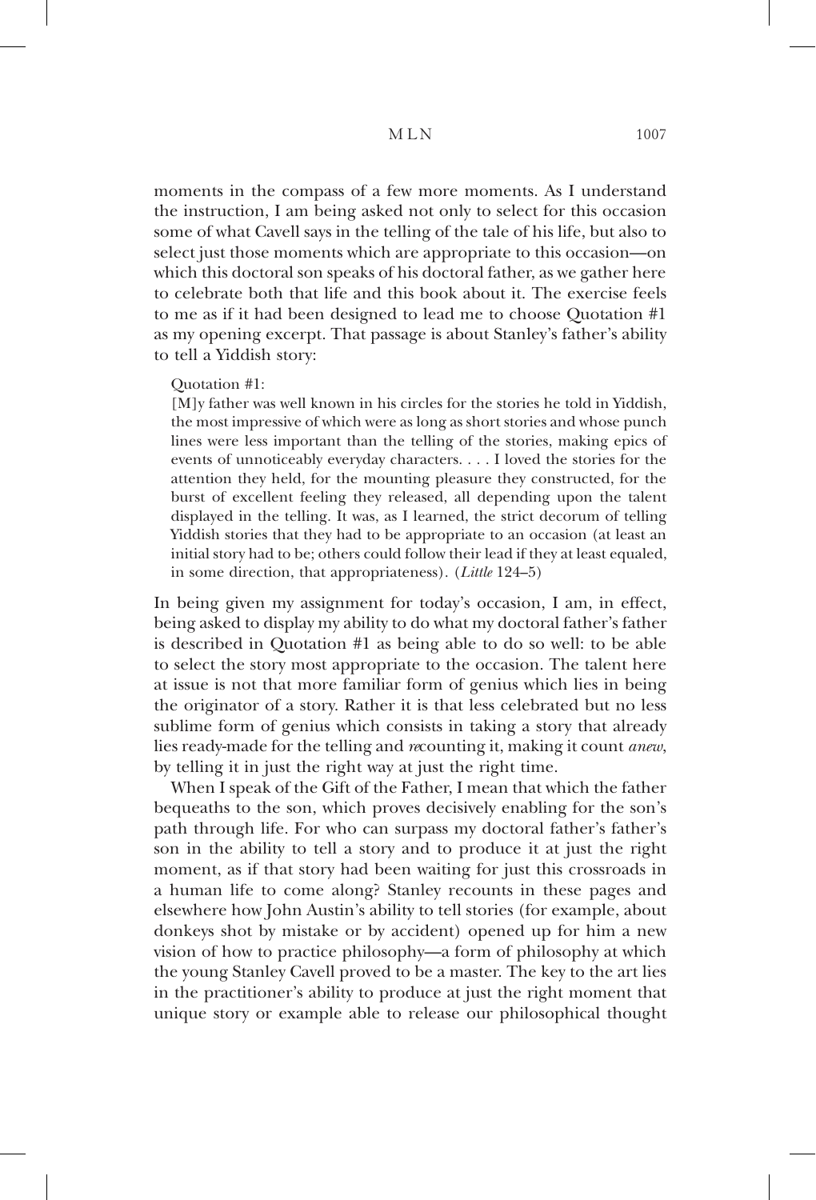moments in the compass of a few more moments. As I understand the instruction, I am being asked not only to select for this occasion some of what Cavell says in the telling of the tale of his life, but also to select just those moments which are appropriate to this occasion—on which this doctoral son speaks of his doctoral father, as we gather here to celebrate both that life and this book about it. The exercise feels to me as if it had been designed to lead me to choose Quotation #1 as my opening excerpt. That passage is about Stanley's father's ability to tell a Yiddish story:

> Quotation #1:
>
> [M]y father was well known in his circles for the stories he told in Yiddish, the most impressive of which were as long as short stories and whose punch lines were less important than the telling of the stories, making epics of events of unnoticeably everyday characters. . . . I loved the stories for the attention they held, for the mounting pleasure they constructed, for the burst of excellent feeling they released, all depending upon the talent displayed in the telling. It was, as I learned, the strict decorum of telling Yiddish stories that they had to be appropriate to an occasion (at least an initial story had to be; others could follow their lead if they at least equaled, in some direction, that appropriateness). (*Little* 124–5)

In being given my assignment for today's occasion, I am, in effect, being asked to display my ability to do what my doctoral father's father is described in Quotation #1 as being able to do so well: to be able to select the story most appropriate to the occasion. The talent here at issue is not that more familiar form of genius which lies in being the originator of a story. Rather it is that less celebrated but no less sublime form of genius which consists in taking a story that already lies ready-made for the telling and *re*counting it, making it count *anew*, by telling it in just the right way at just the right time.

When I speak of the Gift of the Father, I mean that which the father bequeaths to the son, which proves decisively enabling for the son's path through life. For who can surpass my doctoral father's father's son in the ability to tell a story and to produce it at just the right moment, as if that story had been waiting for just this crossroads in a human life to come along? Stanley recounts in these pages and elsewhere how John Austin's ability to tell stories (for example, about donkeys shot by mistake or by accident) opened up for him a new vision of how to practice philosophy—a form of philosophy at which the young Stanley Cavell proved to be a master. The key to the art lies in the practitioner's ability to produce at just the right moment that unique story or example able to release our philosophical thought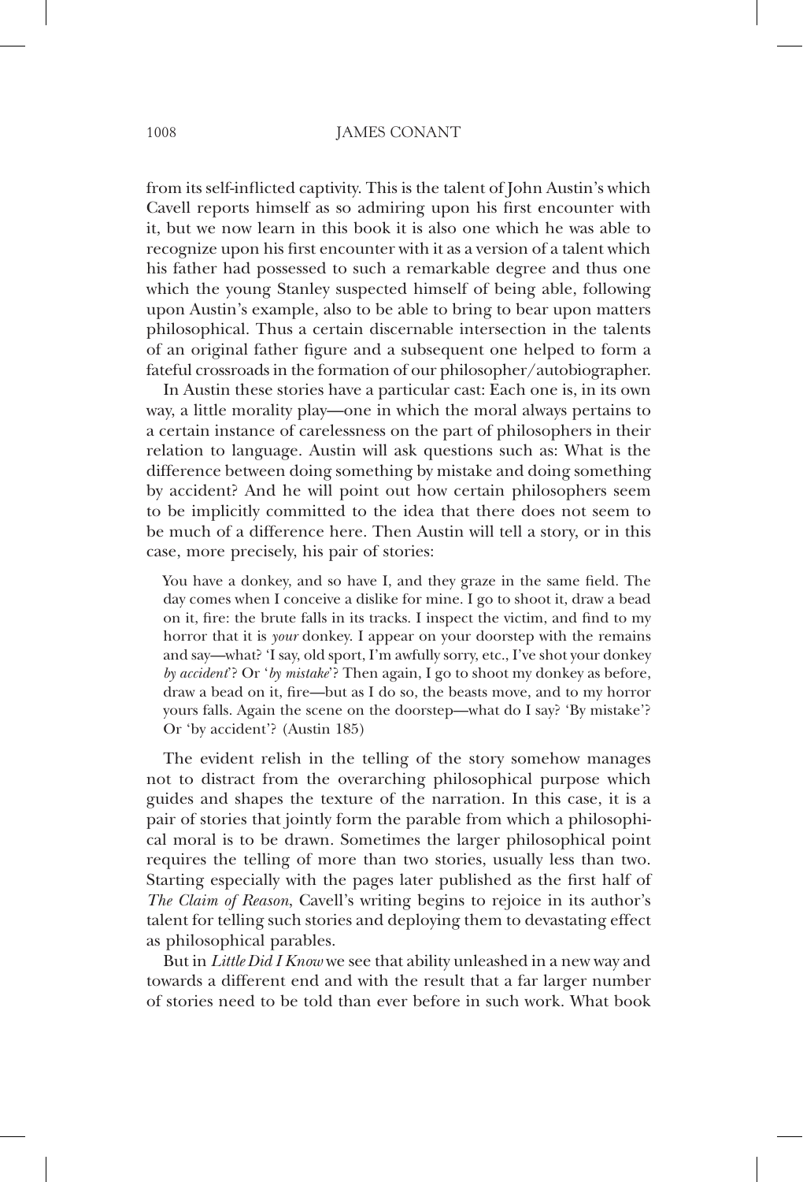from its self-inflicted captivity. This is the talent of John Austin's which Cavell reports himself as so admiring upon his first encounter with it, but we now learn in this book it is also one which he was able to recognize upon his first encounter with it as a version of a talent which his father had possessed to such a remarkable degree and thus one which the young Stanley suspected himself of being able, following upon Austin's example, also to be able to bring to bear upon matters philosophical. Thus a certain discernable intersection in the talents of an original father figure and a subsequent one helped to form a fateful crossroads in the formation of our philosopher/autobiographer.

In Austin these stories have a particular cast: Each one is, in its own way, a little morality play—one in which the moral always pertains to a certain instance of carelessness on the part of philosophers in their relation to language. Austin will ask questions such as: What is the difference between doing something by mistake and doing something by accident? And he will point out how certain philosophers seem to be implicitly committed to the idea that there does not seem to be much of a difference here. Then Austin will tell a story, or in this case, more precisely, his pair of stories:

> You have a donkey, and so have I, and they graze in the same field. The day comes when I conceive a dislike for mine. I go to shoot it, draw a bead on it, fire: the brute falls in its tracks. I inspect the victim, and find to my horror that it is *your* donkey. I appear on your doorstep with the remains and say—what? 'I say, old sport, I'm awfully sorry, etc., I've shot your donkey *by accident*'? Or '*by mistake*'? Then again, I go to shoot my donkey as before, draw a bead on it, fire—but as I do so, the beasts move, and to my horror yours falls. Again the scene on the doorstep—what do I say? 'By mistake'? Or 'by accident'? (Austin 185)

The evident relish in the telling of the story somehow manages not to distract from the overarching philosophical purpose which guides and shapes the texture of the narration. In this case, it is a pair of stories that jointly form the parable from which a philosophical moral is to be drawn. Sometimes the larger philosophical point requires the telling of more than two stories, usually less than two. Starting especially with the pages later published as the first half of *The Claim of Reason*, Cavell's writing begins to rejoice in its author's talent for telling such stories and deploying them to devastating effect as philosophical parables.

But in *Little Did I Know* we see that ability unleashed in a new way and towards a different end and with the result that a far larger number of stories need to be told than ever before in such work. What book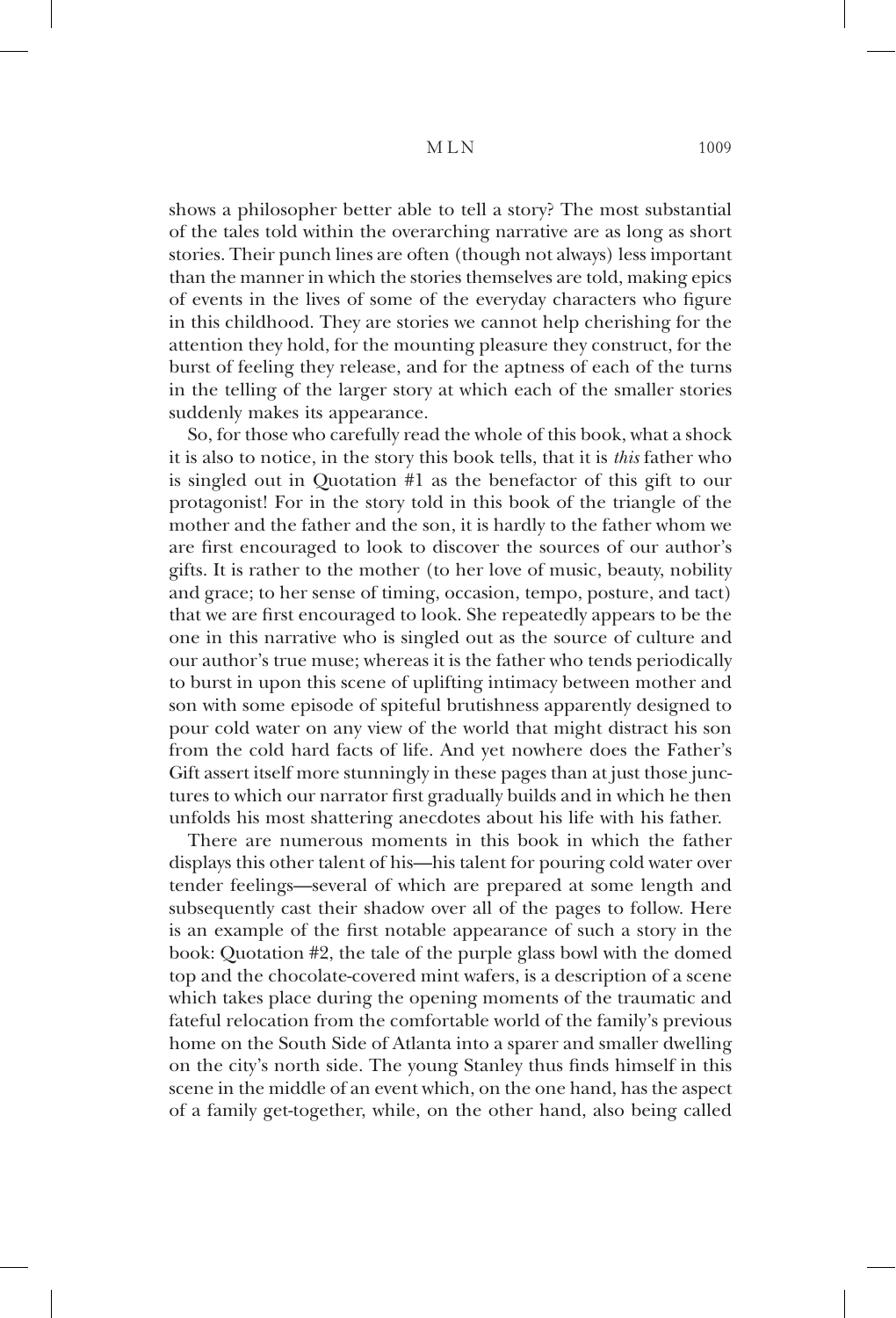shows a philosopher better able to tell a story? The most substantial of the tales told within the overarching narrative are as long as short stories. Their punch lines are often (though not always) less important than the manner in which the stories themselves are told, making epics of events in the lives of some of the everyday characters who figure in this childhood. They are stories we cannot help cherishing for the attention they hold, for the mounting pleasure they construct, for the burst of feeling they release, and for the aptness of each of the turns in the telling of the larger story at which each of the smaller stories suddenly makes its appearance.

So, for those who carefully read the whole of this book, what a shock it is also to notice, in the story this book tells, that it is *this* father who is singled out in Quotation #1 as the benefactor of this gift to our protagonist! For in the story told in this book of the triangle of the mother and the father and the son, it is hardly to the father whom we are first encouraged to look to discover the sources of our author's gifts. It is rather to the mother (to her love of music, beauty, nobility and grace; to her sense of timing, occasion, tempo, posture, and tact) that we are first encouraged to look. She repeatedly appears to be the one in this narrative who is singled out as the source of culture and our author's true muse; whereas it is the father who tends periodically to burst in upon this scene of uplifting intimacy between mother and son with some episode of spiteful brutishness apparently designed to pour cold water on any view of the world that might distract his son from the cold hard facts of life. And yet nowhere does the Father's Gift assert itself more stunningly in these pages than at just those junctures to which our narrator first gradually builds and in which he then unfolds his most shattering anecdotes about his life with his father.

There are numerous moments in this book in which the father displays this other talent of his—his talent for pouring cold water over tender feelings—several of which are prepared at some length and subsequently cast their shadow over all of the pages to follow. Here is an example of the first notable appearance of such a story in the book: Quotation #2, the tale of the purple glass bowl with the domed top and the chocolate-covered mint wafers, is a description of a scene which takes place during the opening moments of the traumatic and fateful relocation from the comfortable world of the family's previous home on the South Side of Atlanta into a sparer and smaller dwelling on the city's north side. The young Stanley thus finds himself in this scene in the middle of an event which, on the one hand, has the aspect of a family get-together, while, on the other hand, also being called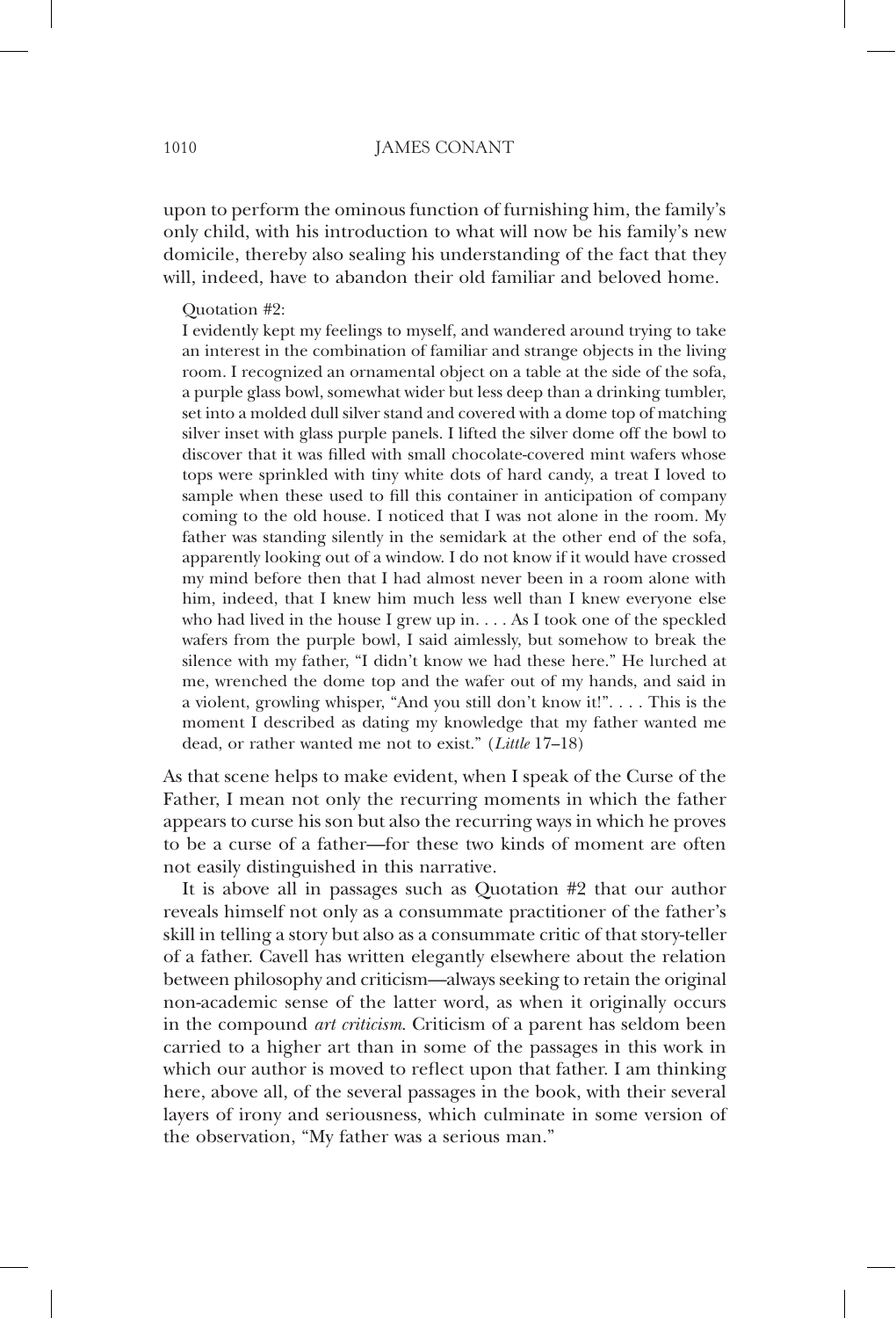upon to perform the ominous function of furnishing him, the family's only child, with his introduction to what will now be his family's new domicile, thereby also sealing his understanding of the fact that they will, indeed, have to abandon their old familiar and beloved home.

> Quotation #2:
>
> I evidently kept my feelings to myself, and wandered around trying to take an interest in the combination of familiar and strange objects in the living room. I recognized an ornamental object on a table at the side of the sofa, a purple glass bowl, somewhat wider but less deep than a drinking tumbler, set into a molded dull silver stand and covered with a dome top of matching silver inset with glass purple panels. I lifted the silver dome off the bowl to discover that it was filled with small chocolate-covered mint wafers whose tops were sprinkled with tiny white dots of hard candy, a treat I loved to sample when these used to fill this container in anticipation of company coming to the old house. I noticed that I was not alone in the room. My father was standing silently in the semidark at the other end of the sofa, apparently looking out of a window. I do not know if it would have crossed my mind before then that I had almost never been in a room alone with him, indeed, that I knew him much less well than I knew everyone else who had lived in the house I grew up in. . . . As I took one of the speckled wafers from the purple bowl, I said aimlessly, but somehow to break the silence with my father, "I didn't know we had these here." He lurched at me, wrenched the dome top and the wafer out of my hands, and said in a violent, growling whisper, "And you still don't know it!". . . . This is the moment I described as dating my knowledge that my father wanted me dead, or rather wanted me not to exist." (*Little* 17–18)

As that scene helps to make evident, when I speak of the Curse of the Father, I mean not only the recurring moments in which the father appears to curse his son but also the recurring ways in which he proves to be a curse of a father—for these two kinds of moment are often not easily distinguished in this narrative.

It is above all in passages such as Quotation #2 that our author reveals himself not only as a consummate practitioner of the father's skill in telling a story but also as a consummate critic of that story-teller of a father. Cavell has written elegantly elsewhere about the relation between philosophy and criticism—always seeking to retain the original non-academic sense of the latter word, as when it originally occurs in the compound *art criticism*. Criticism of a parent has seldom been carried to a higher art than in some of the passages in this work in which our author is moved to reflect upon that father. I am thinking here, above all, of the several passages in the book, with their several layers of irony and seriousness, which culminate in some version of the observation, "My father was a serious man."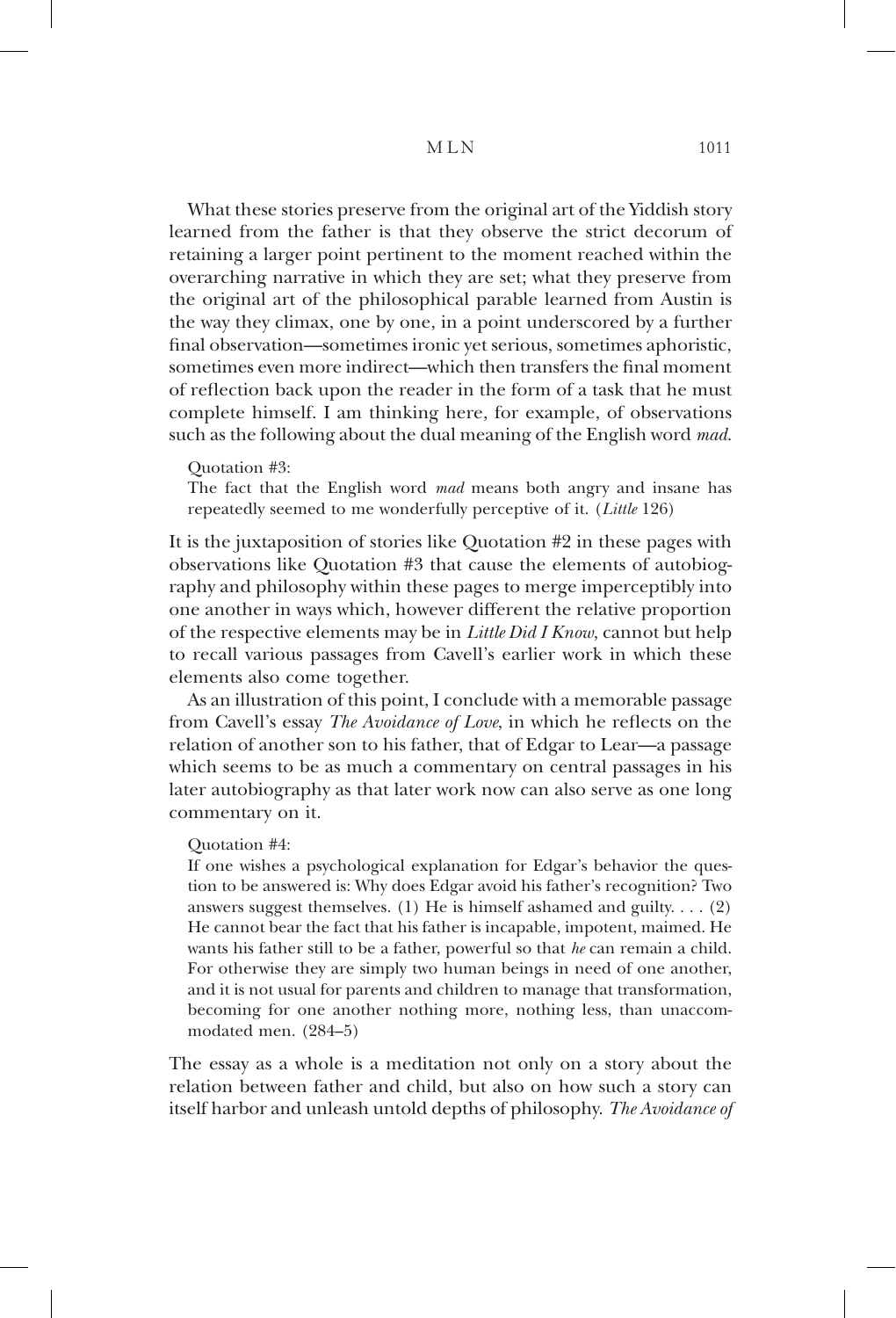What these stories preserve from the original art of the Yiddish story learned from the father is that they observe the strict decorum of retaining a larger point pertinent to the moment reached within the overarching narrative in which they are set; what they preserve from the original art of the philosophical parable learned from Austin is the way they climax, one by one, in a point underscored by a further final observation—sometimes ironic yet serious, sometimes aphoristic, sometimes even more indirect—which then transfers the final moment of reflection back upon the reader in the form of a task that he must complete himself. I am thinking here, for example, of observations such as the following about the dual meaning of the English word *mad*.

> Quotation #3:
> The fact that the English word *mad* means both angry and insane has repeatedly seemed to me wonderfully perceptive of it. (*Little* 126)

It is the juxtaposition of stories like Quotation #2 in these pages with observations like Quotation #3 that cause the elements of autobiography and philosophy within these pages to merge imperceptibly into one another in ways which, however different the relative proportion of the respective elements may be in *Little Did I Know*, cannot but help to recall various passages from Cavell's earlier work in which these elements also come together.

As an illustration of this point, I conclude with a memorable passage from Cavell's essay *The Avoidance of Love*, in which he reflects on the relation of another son to his father, that of Edgar to Lear—a passage which seems to be as much a commentary on central passages in his later autobiography as that later work now can also serve as one long commentary on it.

> Quotation #4:
> If one wishes a psychological explanation for Edgar's behavior the question to be answered is: Why does Edgar avoid his father's recognition? Two answers suggest themselves. (1) He is himself ashamed and guilty. . . . (2) He cannot bear the fact that his father is incapable, impotent, maimed. He wants his father still to be a father, powerful so that *he* can remain a child. For otherwise they are simply two human beings in need of one another, and it is not usual for parents and children to manage that transformation, becoming for one another nothing more, nothing less, than unaccommodated men. (284–5)

The essay as a whole is a meditation not only on a story about the relation between father and child, but also on how such a story can itself harbor and unleash untold depths of philosophy. *The Avoidance of*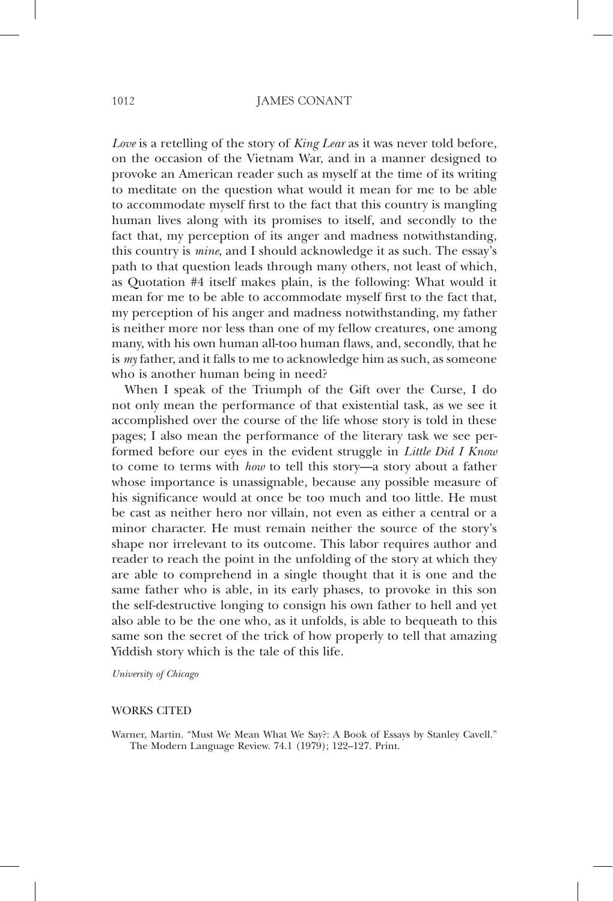*Love* is a retelling of the story of *King Lear* as it was never told before, on the occasion of the Vietnam War, and in a manner designed to provoke an American reader such as myself at the time of its writing to meditate on the question what would it mean for me to be able to accommodate myself first to the fact that this country is mangling human lives along with its promises to itself, and secondly to the fact that, my perception of its anger and madness notwithstanding, this country is *mine*, and I should acknowledge it as such. The essay's path to that question leads through many others, not least of which, as Quotation #4 itself makes plain, is the following: What would it mean for me to be able to accommodate myself first to the fact that, my perception of his anger and madness notwithstanding, my father is neither more nor less than one of my fellow creatures, one among many, with his own human all-too human flaws, and, secondly, that he is *my* father, and it falls to me to acknowledge him as such, as someone who is another human being in need?

When I speak of the Triumph of the Gift over the Curse, I do not only mean the performance of that existential task, as we see it accomplished over the course of the life whose story is told in these pages; I also mean the performance of the literary task we see performed before our eyes in the evident struggle in *Little Did I Know* to come to terms with *how* to tell this story—a story about a father whose importance is unassignable, because any possible measure of his significance would at once be too much and too little. He must be cast as neither hero nor villain, not even as either a central or a minor character. He must remain neither the source of the story's shape nor irrelevant to its outcome. This labor requires author and reader to reach the point in the unfolding of the story at which they are able to comprehend in a single thought that it is one and the same father who is able, in its early phases, to provoke in this son the self-destructive longing to consign his own father to hell and yet also able to be the one who, as it unfolds, is able to bequeath to this same son the secret of the trick of how properly to tell that amazing Yiddish story which is the tale of this life.

*University of Chicago*

## WORKS CITED

Warner, Martin. "Must We Mean What We Say?: A Book of Essays by Stanley Cavell." The Modern Language Review. 74.1 (1979); 122–127. Print.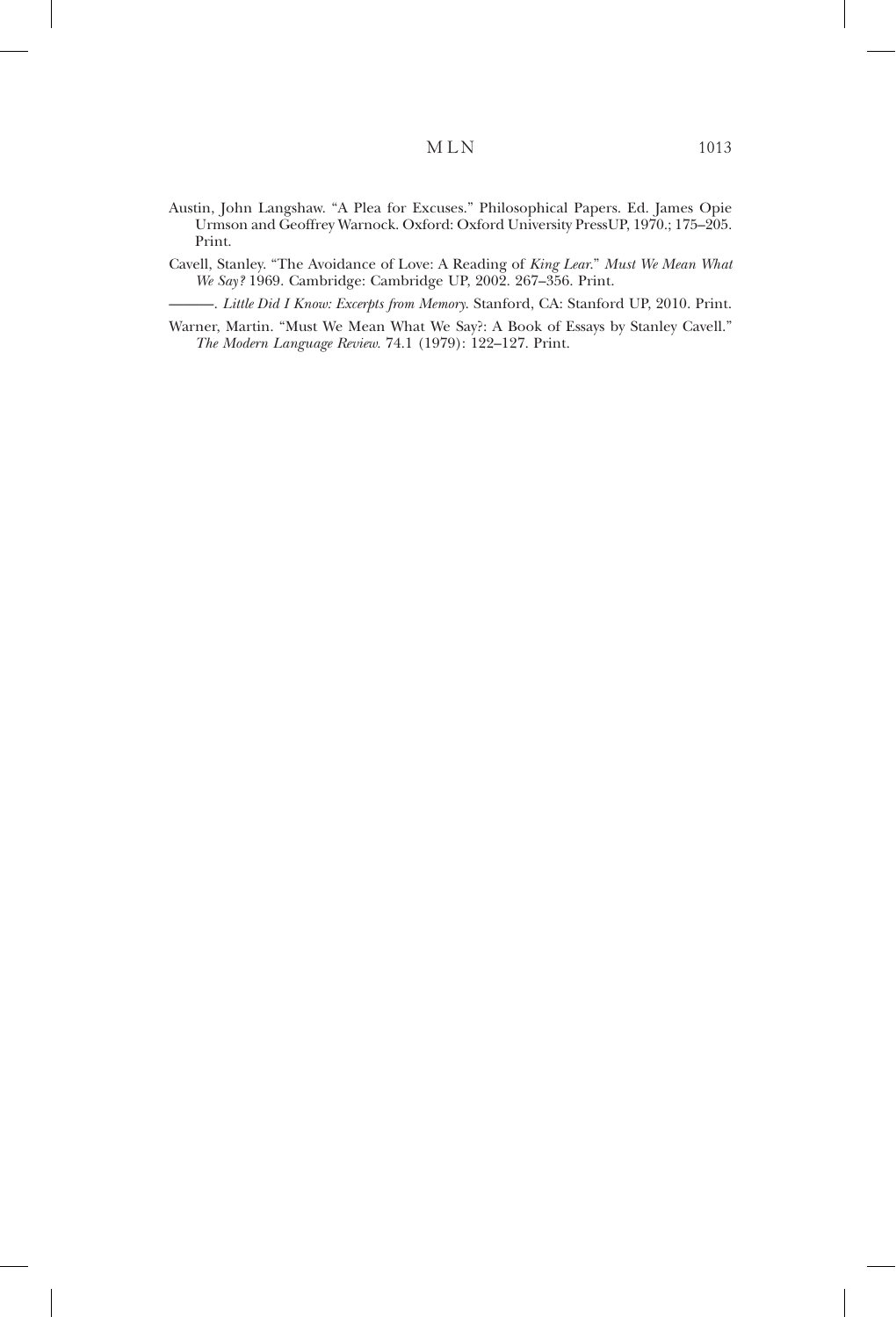Austin, John Langshaw. "A Plea for Excuses." Philosophical Papers. Ed. James Opie Urmson and Geoffrey Warnock. Oxford: Oxford University PressUP, 1970.; 175–205. Print.

Cavell, Stanley. "The Avoidance of Love: A Reading of *King Lear*." *Must We Mean What We Say?* 1969. Cambridge: Cambridge UP, 2002. 267–356. Print.

———. *Little Did I Know: Excerpts from Memory*. Stanford, CA: Stanford UP, 2010. Print.

Warner, Martin. "Must We Mean What We Say?: A Book of Essays by Stanley Cavell." *The Modern Language Review.* 74.1 (1979): 122–127. Print.